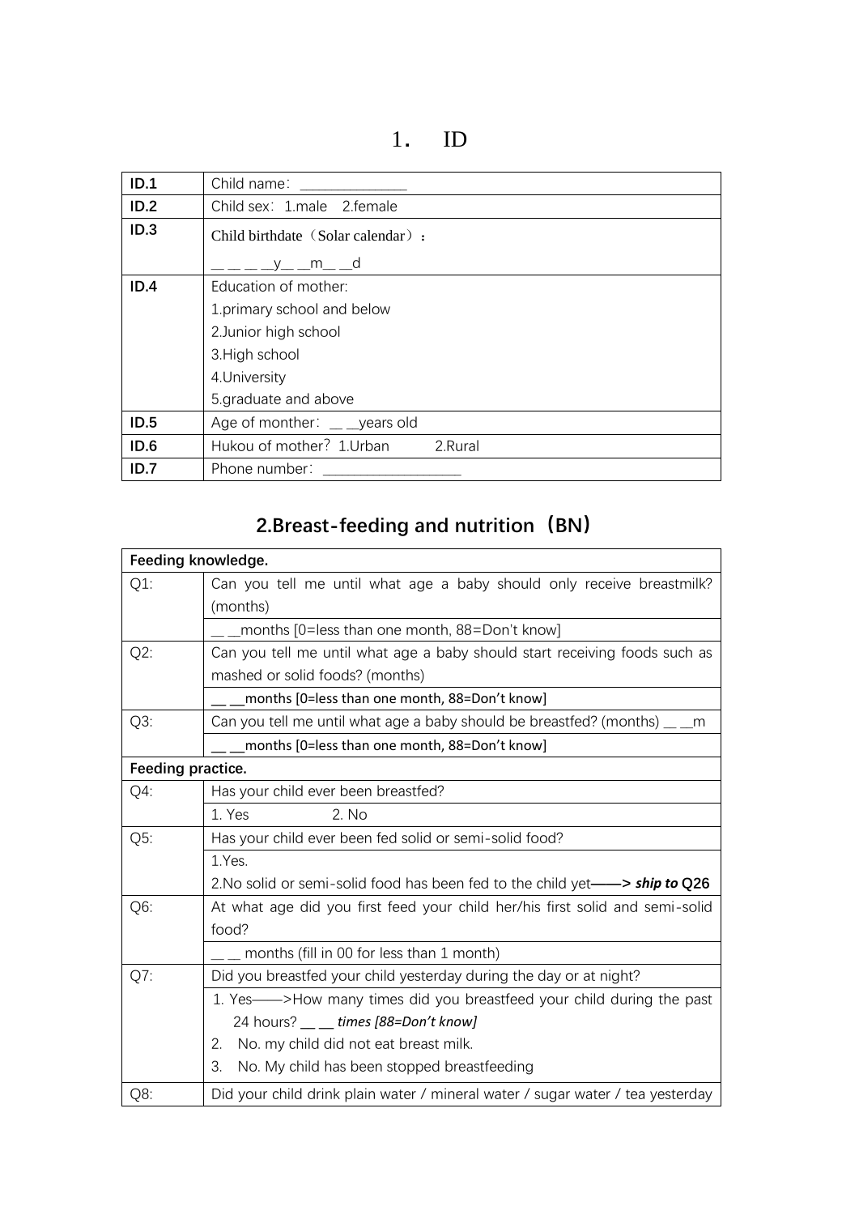# 1． ID

| | |
|---|---|
| **ID.1** | Child name：______________ |
| **ID.2** | Child sex：1.male 2.female |
| **ID.3** | Child birthdate（Solar calendar）：<br>__ __ __ __y__ __m__ __d |
| **ID.4** | Education of mother:<br>1.primary school and below<br>2.Junior high school<br>3.High school<br>4.University<br>5.graduate and above |
| **ID.5** | Age of monther：__ __years old |
| **ID.6** | Hukou of mother？1.Urban 2.Rural |
| **ID.7** | Phone number：__________________ |

## 2.Breast-feeding and nutrition（BN）

| | |
|---|---|
| **Feeding knowledge.** | |
| Q1: | Can you tell me until what age a baby should only receive breastmilk? (months) |
| | __ __months [0=less than one month, 88=Don't know] |
| Q2: | Can you tell me until what age a baby should start receiving foods such as mashed or solid foods? (months) |
| | __ __months [0=less than one month, 88=Don't know] |
| Q3: | Can you tell me until what age a baby should be breastfed? (months) __ __m |
| | __ __months [0=less than one month, 88=Don't know] |
| **Feeding practice.** | |
| Q4: | Has your child ever been breastfed? |
| | 1. Yes 2. No |
| Q5: | Has your child ever been fed solid or semi-solid food? |
| | 1.Yes.<br>2.No solid or semi-solid food has been fed to the child yet——> ***ship to* Q26** |
| Q6: | At what age did you first feed your child her/his first solid and semi-solid food? |
| | __ __ months (fill in 00 for less than 1 month) |
| Q7: | Did you breastfed your child yesterday during the day or at night? |
| | 1. Yes——>How many times did you breastfeed your child during the past 24 hours? __ __ *times [88=Don't know]*<br>2. No. my child did not eat breast milk.<br>3. No. My child has been stopped breastfeeding |
| Q8: | Did your child drink plain water / mineral water / sugar water / tea yesterday |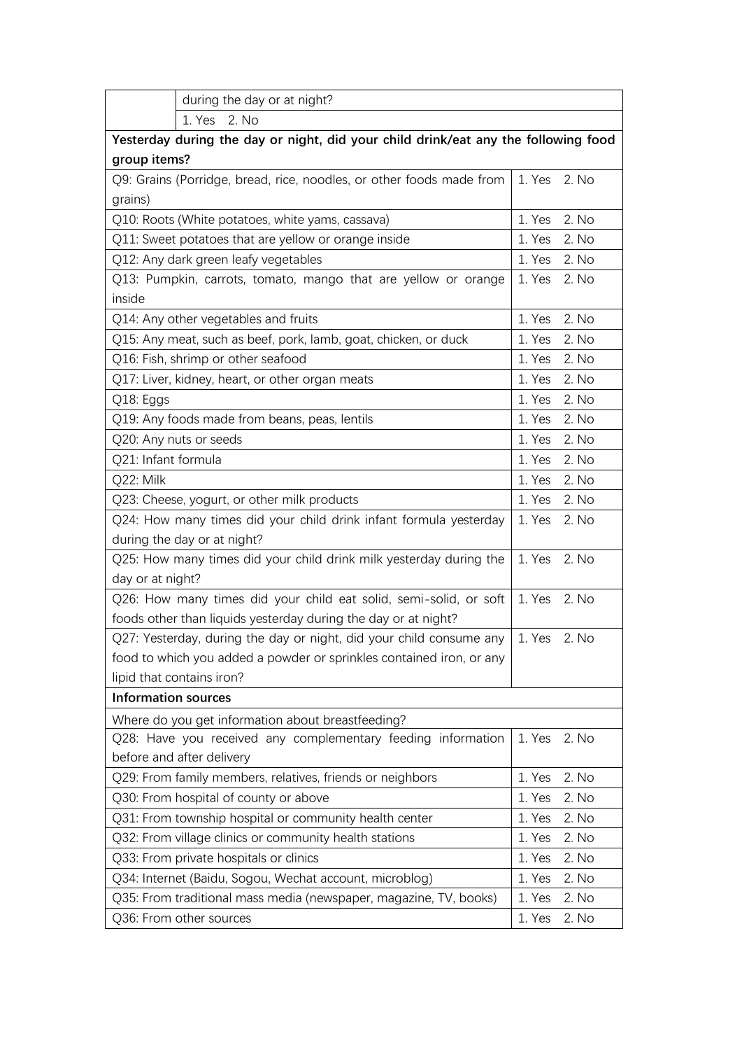| | |
|---|---|
| | during the day or at night? |
| | 1. Yes  2. No |

| | |
|---|---|
| **Yesterday during the day or night, did your child drink/eat any the following food group items?** | |
| Q9: Grains (Porridge, bread, rice, noodles, or other foods made from grains) | 1. Yes  2. No |
| Q10: Roots (White potatoes, white yams, cassava) | 1. Yes  2. No |
| Q11: Sweet potatoes that are yellow or orange inside | 1. Yes  2. No |
| Q12: Any dark green leafy vegetables | 1. Yes  2. No |
| Q13: Pumpkin, carrots, tomato, mango that are yellow or orange inside | 1. Yes  2. No |
| Q14: Any other vegetables and fruits | 1. Yes  2. No |
| Q15: Any meat, such as beef, pork, lamb, goat, chicken, or duck | 1. Yes  2. No |
| Q16: Fish, shrimp or other seafood | 1. Yes  2. No |
| Q17: Liver, kidney, heart, or other organ meats | 1. Yes  2. No |
| Q18: Eggs | 1. Yes  2. No |
| Q19: Any foods made from beans, peas, lentils | 1. Yes  2. No |
| Q20: Any nuts or seeds | 1. Yes  2. No |
| Q21: Infant formula | 1. Yes  2. No |
| Q22: Milk | 1. Yes  2. No |
| Q23: Cheese, yogurt, or other milk products | 1. Yes  2. No |
| Q24: How many times did your child drink infant formula yesterday during the day or at night? | 1. Yes  2. No |
| Q25: How many times did your child drink milk yesterday during the day or at night? | 1. Yes  2. No |
| Q26: How many times did your child eat solid, semi-solid, or soft foods other than liquids yesterday during the day or at night? | 1. Yes  2. No |
| Q27: Yesterday, during the day or night, did your child consume any food to which you added a powder or sprinkles contained iron, or any lipid that contains iron? | 1. Yes  2. No |
| **Information sources** | |
| Where do you get information about breastfeeding? | |
| Q28: Have you received any complementary feeding information before and after delivery | 1. Yes  2. No |
| Q29: From family members, relatives, friends or neighbors | 1. Yes  2. No |
| Q30: From hospital of county or above | 1. Yes  2. No |
| Q31: From township hospital or community health center | 1. Yes  2. No |
| Q32: From village clinics or community health stations | 1. Yes  2. No |
| Q33: From private hospitals or clinics | 1. Yes  2. No |
| Q34: Internet (Baidu, Sogou, Wechat account, microblog) | 1. Yes  2. No |
| Q35: From traditional mass media (newspaper, magazine, TV, books) | 1. Yes  2. No |
| Q36: From other sources | 1. Yes  2. No |